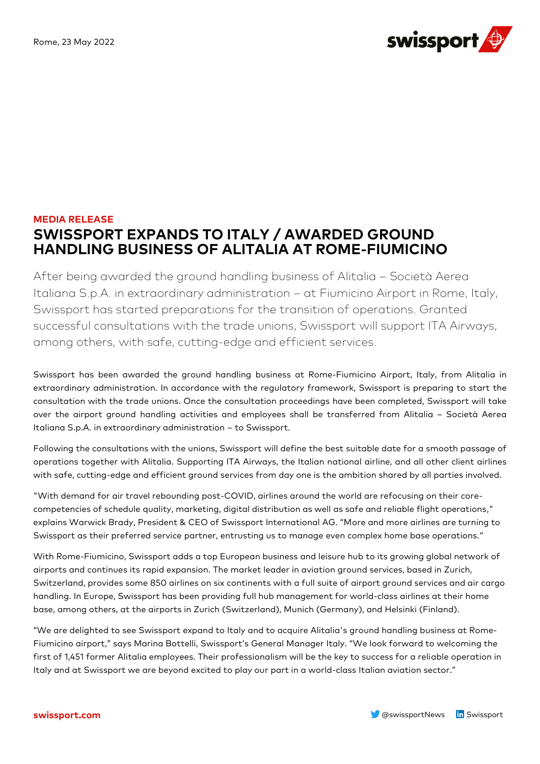Rome, 23 May 2022

**MEDIA RELEASE**

# SWISSPORT EXPANDS TO ITALY / AWARDED GROUND HANDLING BUSINESS OF ALITALIA AT ROME-FIUMICINO

After being awarded the ground handling business of Alitalia – Società Aerea Italiana S.p.A. in extraordinary administration – at Fiumicino Airport in Rome, Italy, Swissport has started preparations for the transition of operations. Granted successful consultations with the trade unions, Swissport will support ITA Airways, among others, with safe, cutting-edge and efficient services.

Swissport has been awarded the ground handling business at Rome-Fiumicino Airport, Italy, from Alitalia in extraordinary administration. In accordance with the regulatory framework, Swissport is preparing to start the consultation with the trade unions. Once the consultation proceedings have been completed, Swissport will take over the airport ground handling activities and employees shall be transferred from Alitalia – Società Aerea Italiana S.p.A. in extraordinary administration – to Swissport.

Following the consultations with the unions, Swissport will define the best suitable date for a smooth passage of operations together with Alitalia. Supporting ITA Airways, the Italian national airline, and all other client airlines with safe, cutting-edge and efficient ground services from day one is the ambition shared by all parties involved.

"With demand for air travel rebounding post-COVID, airlines around the world are refocusing on their core-competencies of schedule quality, marketing, digital distribution as well as safe and reliable flight operations," explains Warwick Brady, President & CEO of Swissport International AG. "More and more airlines are turning to Swissport as their preferred service partner, entrusting us to manage even complex home base operations."

With Rome-Fiumicino, Swissport adds a top European business and leisure hub to its growing global network of airports and continues its rapid expansion. The market leader in aviation ground services, based in Zurich, Switzerland, provides some 850 airlines on six continents with a full suite of airport ground services and air cargo handling. In Europe, Swissport has been providing full hub management for world-class airlines at their home base, among others, at the airports in Zurich (Switzerland), Munich (Germany), and Helsinki (Finland).

"We are delighted to see Swissport expand to Italy and to acquire Alitalia's ground handling business at Rome-Fiumicino airport," says Marina Bottelli, Swissport's General Manager Italy. "We look forward to welcoming the first of 1,451 former Alitalia employees. Their professionalism will be the key to success for a reliable operation in Italy and at Swissport we are beyond excited to play our part in a world-class Italian aviation sector."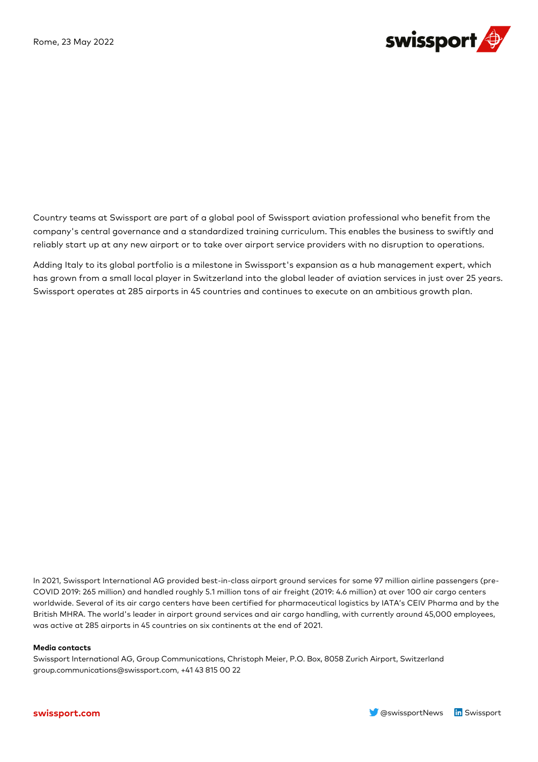Rome, 23 May 2022

Country teams at Swissport are part of a global pool of Swissport aviation professional who benefit from the company's central governance and a standardized training curriculum. This enables the business to swiftly and reliably start up at any new airport or to take over airport service providers with no disruption to operations.

Adding Italy to its global portfolio is a milestone in Swissport's expansion as a hub management expert, which has grown from a small local player in Switzerland into the global leader of aviation services in just over 25 years. Swissport operates at 285 airports in 45 countries and continues to execute on an ambitious growth plan.

In 2021, Swissport International AG provided best-in-class airport ground services for some 97 million airline passengers (pre-COVID 2019: 265 million) and handled roughly 5.1 million tons of air freight (2019: 4.6 million) at over 100 air cargo centers worldwide. Several of its air cargo centers have been certified for pharmaceutical logistics by IATA's CEIV Pharma and by the British MHRA. The world's leader in airport ground services and air cargo handling, with currently around 45,000 employees, was active at 285 airports in 45 countries on six continents at the end of 2021.

**Media contacts**
Swissport International AG, Group Communications, Christoph Meier, P.O. Box, 8058 Zurich Airport, Switzerland
group.communications@swissport.com, +41 43 815 00 22

**swissport.com** @swissportNews Swissport